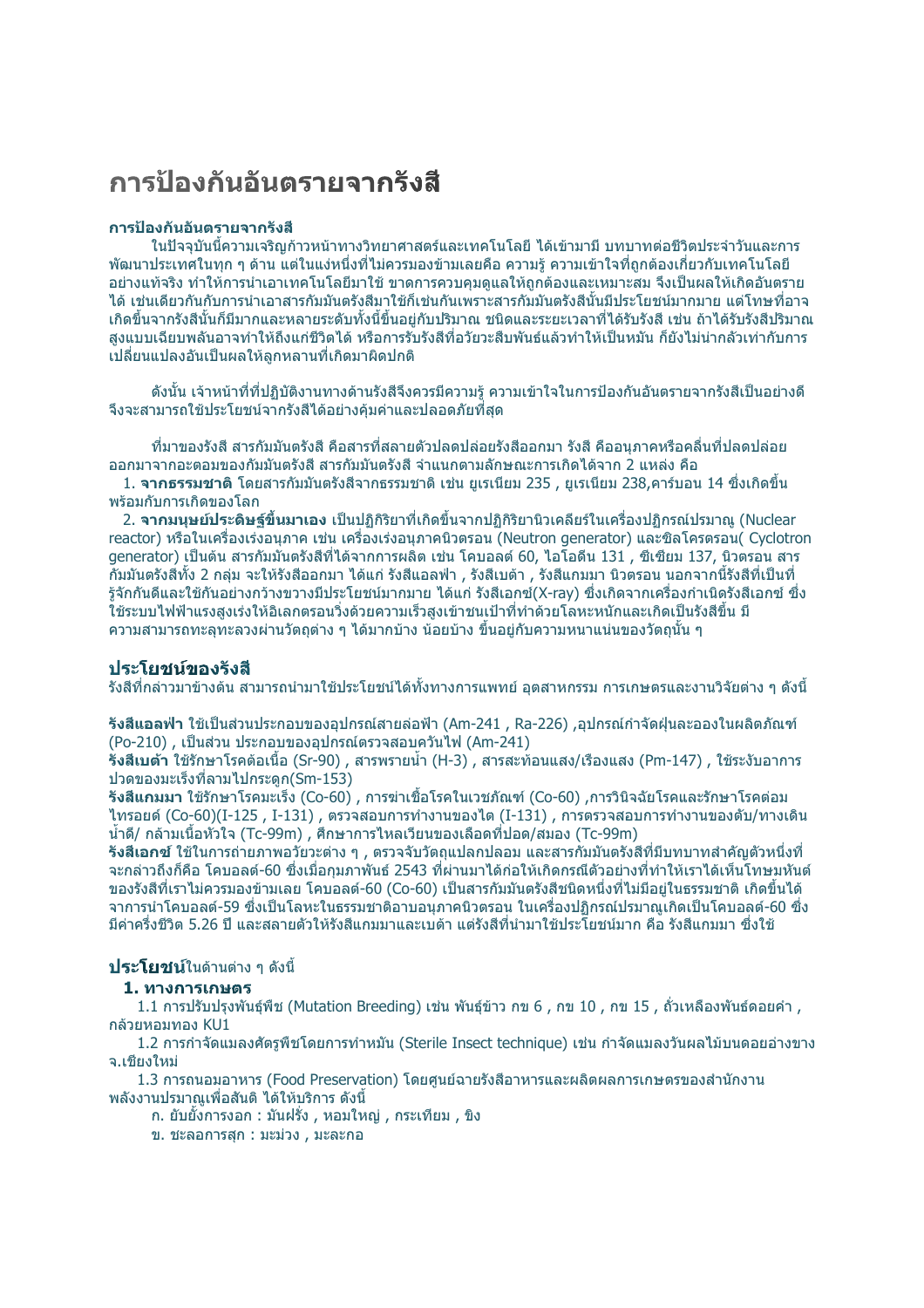# การป้องกันอันตรายจากรังสี

**การป้องกันอันตรายจากรังสี**

ในปัจจุบันนี้ความเจริญก้าวหน้าทางวิทยาศาสตร์และเทคโนโลยี ได้เข้ามามี บทบาทต่อชีวิตประจำวันและการพัฒนาประเทศในทุก ๆ ด้าน แต่ในแง่หนึ่งที่ไม่ควรมองข้ามเลยคือ ความรู้ ความเข้าใจที่ถูกต้องเกี่ยวกับเทคโนโลยีอย่างแท้จริง ทำให้การนำเอาเทคโนโลยีมาใช้ ขาดการควบคุมดูแลให้ถูกต้องและเหมาะสม จึงเป็นผลให้เกิดอันตรายได้ เช่นเดียวกันกับการนำเอาสารกัมมันตรังสีมาใช้ก็เช่นกันเพราะสารกัมมันตรังสีนั้นมีประโยชน์มากมาย แต่โทษที่อาจเกิดขึ้นจากรังสีนั้นก็มีมากและหลายระดับทั้งนี้ขึ้นอยู่กับปริมาณ ชนิดและระยะเวลาที่ได้รับรังสี เช่น ถ้าได้รับรังสีปริมาณสูงแบบเฉียบพลันอาจทำให้ถึงแก่ชีวิตได้ หรือการรับรังสีที่อวัยวะสืบพันธ์แล้วทำให้เป็นหมัน ก็ยังไม่น่ากลัวเท่ากับการเปลี่ยนแปลงอันเป็นผลให้ลูกหลานที่เกิดมาผิดปกติ

ดังนั้น เจ้าหน้าที่ที่ปฏิบัติงานทางด้านรังสีจึงควรมีความรู้ ความเข้าใจในการป้องกันอันตรายจากรังสีเป็นอย่างดี จึงจะสามารถใช้ประโยชน์จากรังสีได้อย่างคุ้มค่าและปลอดภัยที่สุด

ที่มาของรังสี สารกัมมันตรังสี คือสารที่สลายตัวปลดปล่อยรังสีออกมา รังสี คืออนุภาคหรือคลื่นที่ปลดปล่อยออกมาจากอะตอมของกัมมันตรังสี สารกัมมันตรังสี จำแนกตามลักษณะการเกิดได้จาก 2 แหล่ง คือ

1. **จากธรรมชาติ** โดยสารกัมมันตรังสีจากธรรมชาติ เช่น ยูเรเนียม 235 , ยูเรเนียม 238,คาร์บอน 14 ซึ่งเกิดขึ้นพร้อมกับการเกิดของโลก
2. **จากมนุษย์ประดิษฐ์ขึ้นมาเอง** เป็นปฏิกิริยาที่เกิดขึ้นจากปฏิกิริยานิวเคลียร์ในเครื่องปฏิกรณ์ปรมาณู (Nuclear reactor) หรือในเครื่องเร่งอนุภาค เช่น เครื่องเร่งอนุภาคนิวตรอน (Neutron generator) และซิลโครตรอน( Cyclotron generator) เป็นต้น สารกัมมันตรังสีที่ได้จากการผลิต เช่น โคบอลต์ 60, ไอโอดีน 131 , ซีเซียม 137, นิวตรอน สารกัมมันตรังสีทั้ง 2 กลุ่ม จะให้รังสีออกมา ได้แก่ รังสีแอลฟา , รังสีเบต้า , รังสีแกมมา นิวตรอน นอกจากนี้รังสีที่เป็นที่รู้จักกันดีและใช้กันอย่างกว้างขวางมีประโยชน์มากมาย ได้แก่ รังสีเอกซ์(X-ray) ซึ่งเกิดจากเครื่องกำเนิดรังสีเอกซ์ ซึ่งใช้ระบบไฟฟ้าแรงสูงเร่งให้อิเลกตรอนวิ่งด้วยความเร็วสูงเข้าชนเป้าที่ทำด้วยโลหะหนักและเกิดเป็นรังสีขึ้น มีความสามารถทะลุทะลวงผ่านวัตถุต่าง ๆ ได้มากบ้าง น้อยบ้าง ขึ้นอยู่กับความหนาแน่นของวัตถุนั้น ๆ

## ประโยชน์ของรังสี

รังสีที่กล่าวมาข้างต้น สามารถนำมาใช้ประโยชน์ได้ทั้งทางการแพทย์ อุตสาหกรรม การเกษตรและงานวิจัยต่าง ๆ ดังนี้

**รังสีแอลฟา** ใช้เป็นส่วนประกอบของอุปกรณ์สายล่อฟ้า (Am-241 , Ra-226) ,อุปกรณ์กำจัดฝุ่นละอองในผลิตภัณฑ์ (Po-210) , เป็นส่วน ประกอบของอุปกรณ์ตรวจสอบควันไฟ (Am-241)

**รังสีเบต้า** ใช้รักษาโรคต้อเนื้อ (Sr-90) , สารพรายน้ำ (H-3) , สารสะท้อนแสง/เรืองแสง (Pm-147) , ใช้ระงับอาการปวดของมะเร็งที่ลามไปกระดูก(Sm-153)

**รังสีแกมมา** ใช้รักษาโรคมะเร็ง (Co-60) , การฆ่าเชื้อโรคในเวชภัณฑ์ (Co-60) ,การวินิจฉัยโรคและรักษาโรคต่อมไทรอยด์ (Co-60)(I-125 , I-131) , ตรวจสอบการทำงานของไต (I-131) , การตรวจสอบการทำงานของตับ/ทางเดินน้ำดี/ กล้ามเนื้อหัวใจ (Tc-99m) , ศึกษาการไหลเวียนของเลือดที่ปอด/สมอง (Tc-99m)

**รังสีเอกซ์** ใช้ในการถ่ายภาพอวัยวะต่าง ๆ , ตรวจจับวัตถุแปลกปลอม และสารกัมมันตรังสีที่มีบทบาทสำคัญตัวหนึ่งที่จะกล่าวถึงก็คือ โคบอลต์-60 ซึ่งเมื่อกุมภาพันธ์ 2543 ที่ผ่านมาได้ก่อให้เกิดกรณีตัวอย่างที่ทำให้เราได้เห็นโทษมหันต์ของรังสีที่เราไม่ควรมองข้ามเลย โคบอลต์-60 (Co-60) เป็นสารกัมมันตรังสีชนิดหนึ่งที่ไม่มีอยู่ในธรรมชาติ เกิดขึ้นได้จากการนำโคบอลต์-59 ซึ่งเป็นโลหะในธรรมชาติอาบนอนุภาคนิวตรอน ในเครื่องปฏิกรณ์ปรมาณูเกิดเป็นโคบอลต์-60 ซึ่งมีค่าครึ่งชีวิต 5.26 ปี และสลายตัวให้รังสีแกมมาและเบต้า แต่รังสีที่นำมาใช้ประโยชน์มาก คือ รังสีแกมมา ซึ่งใช้

## **ประโยชน์**ในด้านต่าง ๆ ดังนี้

### 1. ทางการเกษตร

1.1 การปรับปรุงพันธุ์พืช (Mutation Breeding) เช่น พันธุ์ข้าว กข 6 , กข 10 , กข 15 , ถั่วเหลืองพันธ์ดอยคำ , กล้วยหอมทอง KU1

1.2 การกำจัดแมลงศัตรูพืชโดยการทำหมัน (Sterile Insect technique) เช่น กำจัดแมลงวันผลไม้บนดอยอ่างขาง จ.เชียงใหม่

1.3 การถนอมอาหาร (Food Preservation) โดยศูนย์ฉายรังสีอาหารและผลิตผลการเกษตรของสำนักงานพลังงานปรมาณูเพื่อสันติ ได้ให้บริการ ดังนี้

ก. ยับยั้งการงอก : มันฝรั่ง , หอมใหญ่ , กระเทียม , ขิง

ข. ชะลอการสุก : มะม่วง , มะละกอ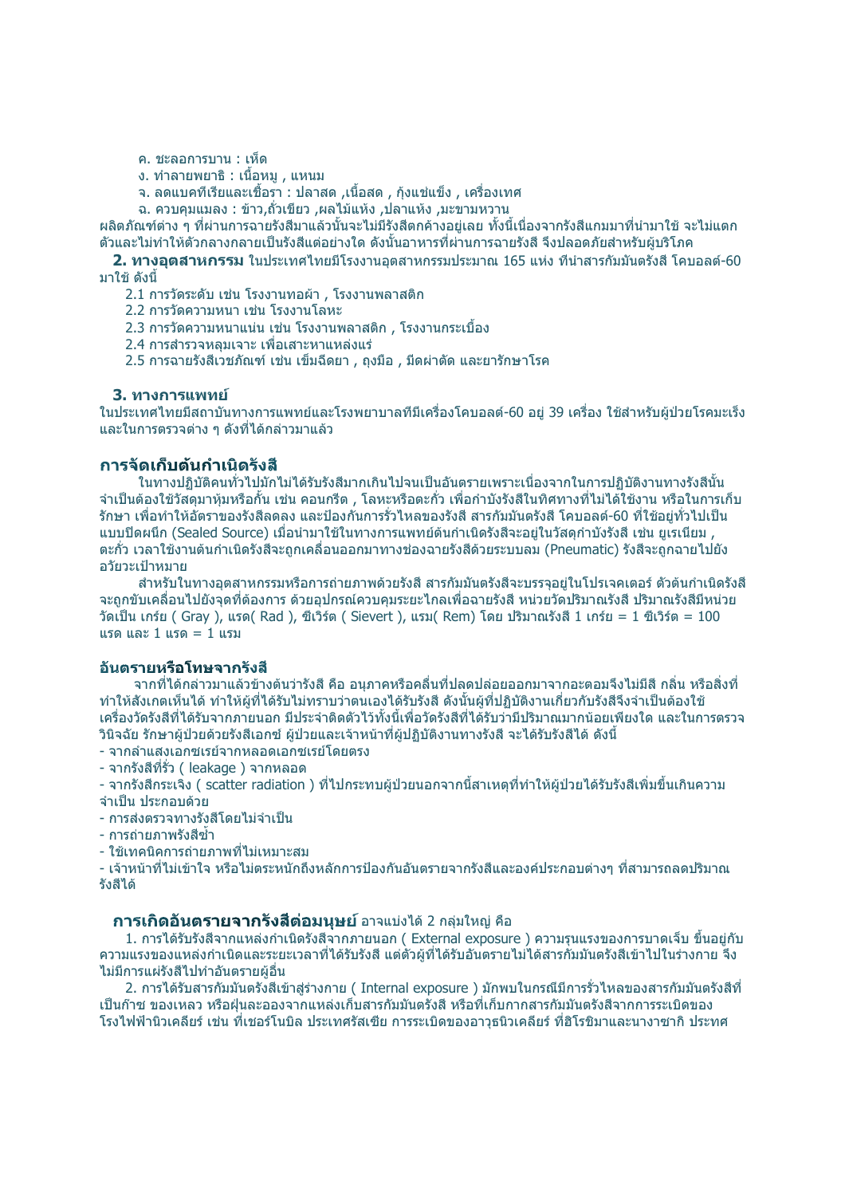ค. ชะลอการบาน : เห็ด

ง. ทำลายพยาธิ : เนื้อหมู , แหนม

จ. ลดแบคทีเรียและเชื้อรา : ปลาสด ,เนื้อสด , กุ้งแช่แข็ง , เครื่องเทศ

ฉ. ควบคุมแมลง : ข้าว,ถั่วเขียว ,ผลไม้แห้ง ,ปลาแห้ง ,มะขามหวาน

ผลิตภัณฑ์ต่าง ๆ ที่ผ่านการฉายรังสีมาแล้วนั้นจะไม่มีรังสีตกค้างอยู่เลย ทั้งนี้เนื่องจากรังสีแกมมาที่นำมาใช้ จะไม่แตกตัวและไม่ทำให้ตัวกลางกลายเป็นรังสีแต่อย่างใด ดังนั้นอาหารที่ผ่านการฉายรังสี จึงปลอดภัยสำหรับผู้บริโภค

**2. ทางอุตสาหกรรม** ในประเทศไทยมีโรงงานอุตสาหกรรมประมาณ 165 แห่ง ที่นำสารกัมมันตรังสี โคบอลต์-60 มาใช้ ดังนี้

2.1 การวัดระดับ เช่น โรงงานทอผ้า , โรงงานพลาสติก

2.2 การวัดความหนา เช่น โรงงานโลหะ

2.3 การวัดความหนาแน่น เช่น โรงงานพลาสติก , โรงงานกระเบื้อง

2.4 การสำรวจหลุมเจาะ เพื่อเสาะหาแหล่งแร่

2.5 การฉายรังสีเวชภัณฑ์ เช่น เข็มฉีดยา , ถุงมือ , มีดผ่าตัด และยารักษาโรค

**3. ทางการแพทย์**

ในประเทศไทยมีสถาบันทางการแพทย์และโรงพยาบาลที่มีเครื่องโคบอลต์-60 อยู่ 39 เครื่อง ใช้สำหรับผู้ป่วยโรคมะเร็ง และในการตรวจต่าง ๆ ดังที่ได้กล่าวมาแล้ว

## การจัดเก็บต้นกำเนิดรังสี

ในทางปฏิบัติคนทั่วไปมักไม่ได้รับรังสีมากเกินไปจนเป็นอันตรายเพราะเนื่องจากในการปฏิบัติงานทางรังสีนั้น จำเป็นต้องใช้วัสดุมาหุ้มหรือกั้น เช่น คอนกรีต , โลหะหรือตะกั่ว เพื่อกำบังรังสีในทิศทางที่ไม่ได้ใช้งาน หรือในการเก็บรักษา เพื่อทำให้อัตราของรังสีลดลง และป้องกันการรั่วไหลของรังสี สารกัมมันตรังสี โคบอลต์-60 ที่ใช้อยู่ทั่วไปเป็นแบบปิดผนึก (Sealed Source) เมื่อนำมาใช้ในทางการแพทย์ต้นกำเนิดรังสีจะอยู่ในวัสดุกำบังรังสี เช่น ยูเรเนียม , ตะกั่ว เวลาใช้งานต้นกำเนิดรังสีจะถูกเคลื่อนออกมาทางช่องฉายรังสีด้วยระบบลม (Pneumatic) รังสีจะถูกฉายไปยังอวัยวะเป้าหมาย

สำหรับในทางอุตสาหกรรมหรือการถ่ายภาพด้วยรังสี สารกัมมันตรังสีจะบรรจุอยู่ในโปรเจคเตอร์ ตัวต้นกำเนิดรังสีจะถูกขับเคลื่อนไปยังจุดที่ต้องการ ด้วยอุปกรณ์ควบคุมระยะไกลเพื่อฉายรังสี หน่วยวัดปริมาณรังสี ปริมาณรังสีมีหน่วยวัดเป็น เกร์ย ( Gray ), แรด( Rad ), ซีเวิร์ต ( Sievert ), แรม( Rem) โดย ปริมาณรังสี 1 เกร์ย = 1 ซีเวิร์ต = 100 แรด และ 1 แรด = 1 แรม

### อันตรายหรือโทษจากรังสี

จากที่ได้กล่าวมาแล้วข้างต้นว่ารังสี คือ อนุภาคหรือคลื่นที่ปลดปล่อยออกมาจากอะตอมจึงไม่มีสี กลิ่น หรือสิ่งที่ทำให้สังเกตเห็นได้ ทำให้ผู้ที่ได้รับไม่ทราบว่าตนเองได้รับรังสี ดังนั้นผู้ที่ปฏิบัติงานเกี่ยวกับรังสีจึงจำเป็นต้องใช้เครื่องวัดรังสีที่ได้รับจากภายนอก มีประจำติดตัวไว้ทั้งนี้เพื่อวัดรังสีที่ได้รับว่ามีปริมาณมากน้อยเพียงใด และในการตรวจวินิจฉัย รักษาผู้ป่วยด้วยรังสีเอกซ์ ผู้ป่วยและเจ้าหน้าที่ผู้ปฏิบัติงานทางรังสี จะได้รับรังสีได้ ดังนี้

- จากลำแสงเอกซเรย์จากหลอดเอกซเรย์โดยตรง
- จากรังสีที่รั่ว ( leakage ) จากหลอด
- จากรังสีกระเจิง ( scatter radiation ) ที่ไปกระทบผู้ป่วยนอกจากนี้สาเหตุที่ทำให้ผู้ป่วยได้รับรังสีเพิ่มขึ้นเกินความจำเป็น ประกอบด้วย
- การส่งตรวจทางรังสีโดยไม่จำเป็น
- การถ่ายภาพรังสีซ้ำ
- ใช้เทคนิคการถ่ายภาพที่ไม่เหมาะสม
- เจ้าหน้าที่ไม่เข้าใจ หรือไม่ตระหนักถึงหลักการป้องกันอันตรายจากรังสีและองค์ประกอบต่างๆ ที่สามารถลดปริมาณรังสีได้

**การเกิดอันตรายจากรังสีต่อมนุษย์** อาจแบ่งได้ 2 กลุ่มใหญ่ คือ

1. การได้รับรังสีจากแหล่งกำเนิดรังสีจากภายนอก ( External exposure ) ความรุนแรงของการบาดเจ็บ ขึ้นอยู่กับความแรงของแหล่งกำเนิดและระยะเวลาที่ได้รับรังสี แต่ตัวผู้ที่ได้รับอันตรายไม่ได้สารกัมมันตรังสีเข้าไปในร่างกาย จึงไม่มีการแผ่รังสีไปทำอันตรายผู้อื่น

2. การได้รับสารกัมมันตรังสีเข้าสู่ร่างกาย ( Internal exposure ) มักพบในกรณีมีการรั่วไหลของสารกัมมันตรังสีที่เป็นก๊าซ ของเหลว หรือฝุ่นละอองจากแหล่งเก็บสารกัมมันตรังสี หรือที่เก็บกากสารกัมมันตรังสีจากการระเบิดของโรงไฟฟ้านิวเคลียร์ เช่น ที่เชอร์โนบิล ประเทศรัสเซีย การระเบิดของอาวุธนิวเคลียร์ ที่ฮิโรชิมาและนางาซากิ ประทศ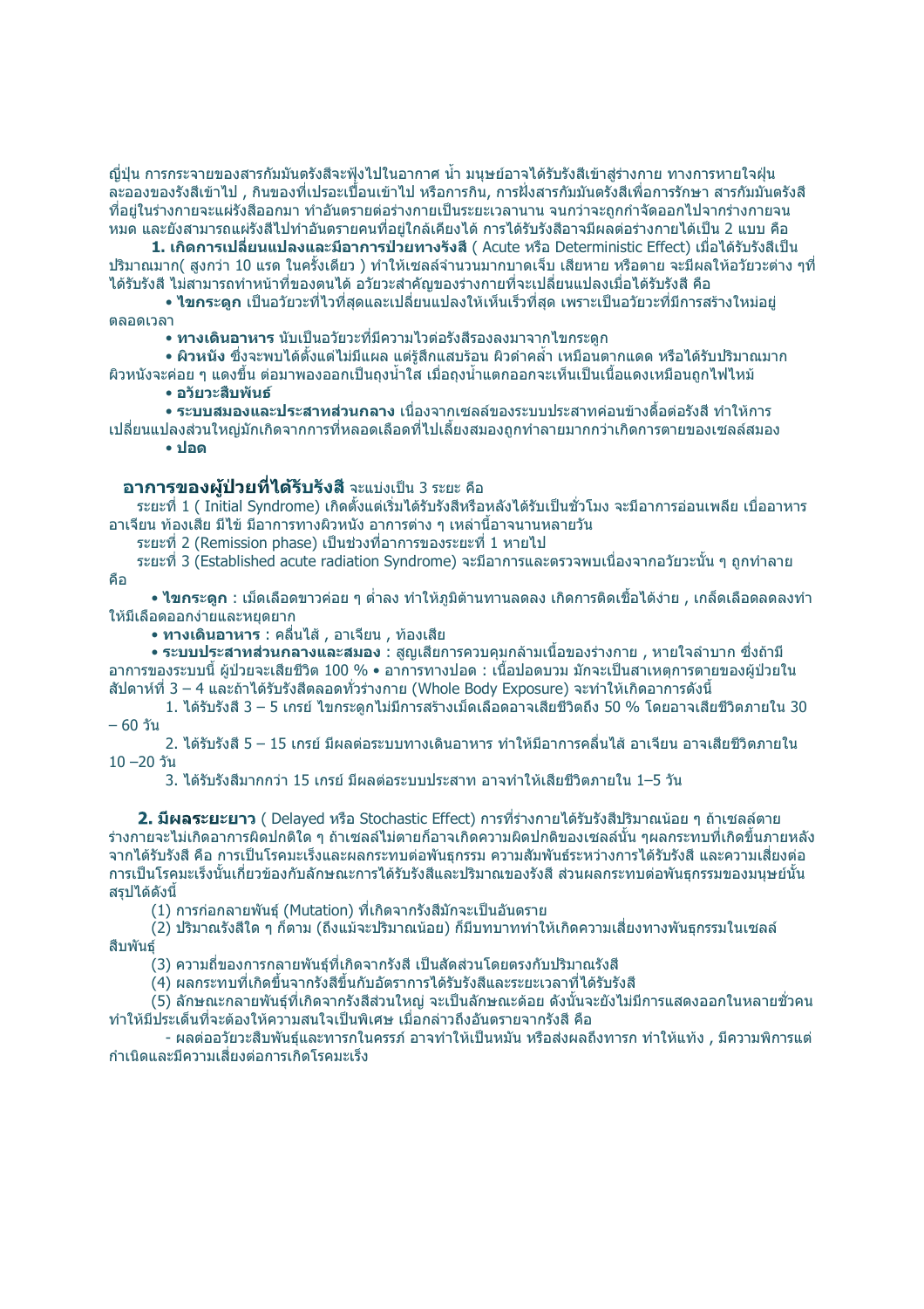ญี่ปุ่น การกระจายของสารกัมมันตรังสีจะฟุ้งไปในอากาศ น้ำ มนุษย์อาจได้รับรังสีเข้าสู่ร่างกาย ทางการหายใจฝุ่นละอองของรังสีเข้าไป , กินของที่เปรอะเปื้อนเข้าไป หรือการกิน, การฝังสารกัมมันตรังสีเพื่อการรักษา สารกัมมันตรังสีที่อยู่ในร่างกายจะแผ่รังสีออกมา ทำอันตรายต่อร่างกายเป็นระยะเวลานาน จนกว่าจะถูกกำจัดออกไปจากร่างกายจนหมด และยังสามารถแผ่รังสีไปทำอันตรายคนที่อยู่ใกล้เคียงได้ การได้รับรังสีอาจมีผลต่อร่างกายได้เป็น 2 แบบ คือ

**1. เกิดการเปลี่ยนแปลงและมีอาการป่วยทางรังสี** ( Acute หรือ Deterministic Effect) เมื่อได้รับรังสีเป็นปริมาณมาก( สูงกว่า 10 แรด ในครั้งเดียว ) ทำให้เซลล์จำนวนมากบาดเจ็บ เสียหาย หรือตาย จะมีผลให้อวัยวะต่าง ๆที่ได้รับรังสี ไม่สามารถทำหน้าที่ของตนได้ อวัยวะสำคัญของร่างกายที่จะเปลี่ยนแปลงเมื่อได้รับรังสี คือ

- **ไขกระดูก** เป็นอวัยวะที่ไวที่สุดและเปลี่ยนแปลงให้เห็นเร็วที่สุด เพราะเป็นอวัยวะที่มีการสร้างใหม่อยู่ตลอดเวลา
- **ทางเดินอาหาร** นับเป็นอวัยวะที่มีความไวต่อรังสีรองลงมาจากไขกระดูก
- **ผิวหนัง** ซึ่งจะพบได้ตั้งแต่ไม่มีแผล แต่รู้สึกแสบร้อน ผิวดำคล้ำ เหมือนตากแดด หรือได้รับปริมาณมาก ผิวหนังจะค่อย ๆ แดงขึ้น ต่อมาพองออกเป็นถุงน้ำใส เมื่อถุงน้ำแตกออกจะเห็นเป็นเนื้อแดงเหมือนถูกไฟไหม้
- **อวัยวะสืบพันธ์**
- **ระบบสมองและประสาทส่วนกลาง** เนื่องจากเซลล์ของระบบประสาทค่อนข้างดื้อต่อรังสี ทำให้การเปลี่ยนแปลงส่วนใหญ่มักเกิดจากการที่หลอดเลือดที่ไปเลี้ยงสมองถูกทำลายมากกว่าเกิดการตายของเซลล์สมอง
- **ปอด**

## อาการของผู้ป่วยที่ได้รับรังสี จะแบ่งเป็น 3 ระยะ คือ

ระยะที่ 1 ( Initial Syndrome) เกิดตั้งแต่เริ่มได้รับรังสีหรือหลังได้รับเป็นชั่วโมง จะมีอาการอ่อนเพลีย เบื่ออาหาร อาเจียน ท้องเสีย มีไข้ มีอาการทางผิวหนัง อาการต่าง ๆ เหล่านี้อาจนานหลายวัน

ระยะที่ 2 (Remission phase) เป็นช่วงที่อาการของระยะที่ 1 หายไป

ระยะที่ 3 (Established acute radiation Syndrome) จะมีอาการและตรวจพบเนื่องจากอวัยวะนั้น ๆ ถูกทำลาย คือ

- **ไขกระดูก** : เม็ดเลือดขาวค่อย ๆ ต่ำลง ทำให้ภูมิต้านทานลดลง เกิดการติดเชื้อได้ง่าย , เกล็ดเลือดลดลงทำให้มีเลือดออกง่ายและหยุดยาก
- **ทางเดินอาหาร** : คลื่นไส้ , อาเจียน , ท้องเสีย
- **ระบบประสาทส่วนกลางและสมอง** : สูญเสียการควบคุมกล้ามเนื้อของร่างกาย , หายใจลำบาก ซึ่งถ้ามีอาการของระบบนี้ ผู้ป่วยจะเสียชีวิต 100 % • อาการทางปอด : เนื้อปอดบวม มักจะเป็นสาเหตุการตายของผู้ป่วยในสัปดาห์ที่ 3 – 4 และถ้าได้รับรังสีตลอดทั่วร่างกาย (Whole Body Exposure) จะทำให้เกิดอาการดังนี้

1. ได้รับรังสี 3 – 5 เกรย์ ไขกระดูกไม่มีการสร้างเม็ดเลือดอาจเสียชีวิตถึง 50 % โดยอาจเสียชีวิตภายใน 30 – 60 วัน
2. ได้รับรังสี 5 – 15 เกรย์ มีผลต่อระบบทางเดินอาหาร ทำให้มีอาการคลื่นไส้ อาเจียน อาจเสียชีวิตภายใน 10 –20 วัน
3. ได้รับรังสีมากกว่า 15 เกรย์ มีผลต่อระบบประสาท อาจทำให้เสียชีวิตภายใน 1–5 วัน

**2. มีผลระยะยาว** ( Delayed หรือ Stochastic Effect) การที่ร่างกายได้รับรังสีปริมาณน้อย ๆ ถ้าเซลล์ตาย ร่างกายจะไม่เกิดอาการผิดปกติใด ๆ ถ้าเซลล์ไม่ตายก็อาจเกิดความผิดปกติของเซลล์นั้น ๆผลกระทบที่เกิดขึ้นภายหลังจากได้รับรังสี คือ การเป็นโรคมะเร็งและผลกระทบต่อพันธุกรรม ความสัมพันธ์ระหว่างการได้รับรังสี และความเสี่ยงต่อการเป็นโรคมะเร็งนั้นเกี่ยวข้องกับลักษณะการได้รับรังสีและปริมาณของรังสี ส่วนผลกระทบต่อพันธุกรรมของมนุษย์นั้นสรุปได้ดังนี้

(1) การก่อกลายพันธุ์ (Mutation) ที่เกิดจากรังสีมักจะเป็นอันตราย

(2) ปริมาณรังสีใด ๆ ก็ตาม (ถึงแม้จะปริมาณน้อย) ก็มีบทบาททำให้เกิดความเสี่ยงทางพันธุกรรมในเซลล์สืบพันธุ์

(3) ความถี่ของการกลายพันธุ์ที่เกิดจากรังสี เป็นสัดส่วนโดยตรงกับปริมาณรังสี

(4) ผลกระทบที่เกิดขึ้นจากรังสีขึ้นกับอัตราการได้รับรังสีและระยะเวลาที่ได้รับรังสี

(5) ลักษณะกลายพันธุ์ที่เกิดจากรังสีส่วนใหญ่ จะเป็นลักษณะด้อย ดังนั้นจะยังไม่มีการแสดงออกในหลายชั่วคน ทำให้มีประเด็นที่จะต้องให้ความสนใจเป็นพิเศษ เมื่อกล่าวถึงอันตรายจากรังสี คือ

- ผลต่ออวัยวะสืบพันธุ์และทารกในครรภ์ อาจทำให้เป็นหมัน หรือส่งผลถึงทารก ทำให้แท้ง , มีความพิการแต่กำเนิดและมีความเสี่ยงต่อการเกิดโรคมะเร็ง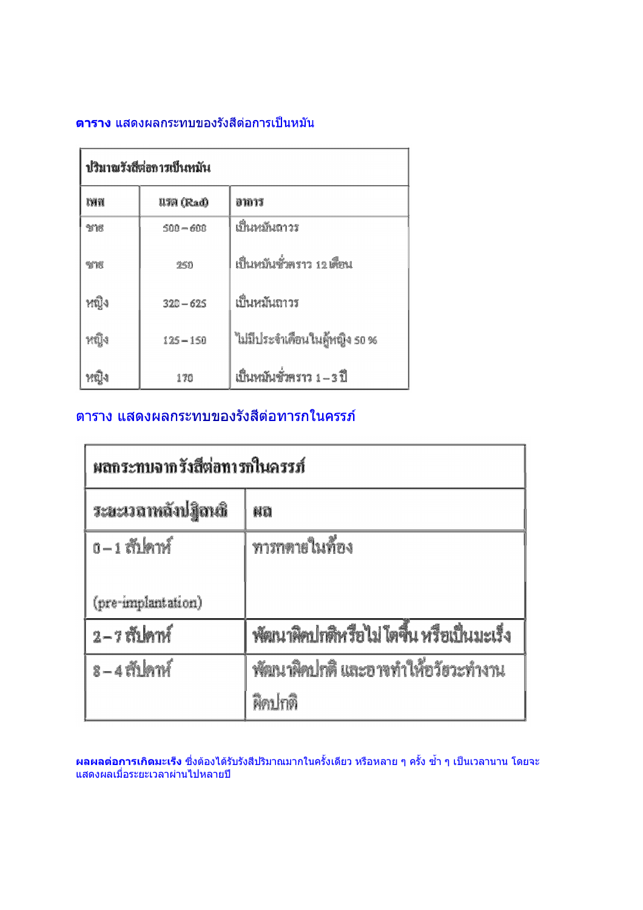**ตาราง** แสดงผลกระทบของรังสีต่อการเป็นหมัน

| ปริมาณรังสีต่อการเป็นหมัน | | |
|---|---|---|
| เพศ | แรด (Rad) | อาการ |
| ชาย | 500 – 600 | เป็นหมันถาวร |
| ชาย | 250 | เป็นหมันชั่วคราว 12 เดือน |
| หญิง | 320 – 625 | เป็นหมันถาวร |
| หญิง | 125 – 150 | ไม่มีประจำเดือนในผู้หญิง 50 % |
| หญิง | 170 | เป็นหมันชั่วคราว 1 – 3 ปี |

ตาราง แสดงผลกระทบของรังสีต่อทารกในครรภ์

| ผลกระทบจากรังสีต่อทารกในครรภ์ | |
|---|---|
| ระยะเวลาหลังปฏิสนธิ | ผล |
| 0 – 1 สัปดาห์ (pre-implantation) | ทารกตายในท้อง |
| 2 – 7 สัปดาห์ | พัฒนาผิดปกติหรือไม่โตขึ้น หรือเป็นมะเร็ง |
| 8 – 4 สัปดาห์ | พัฒนาผิดปกติ และอาจทำให้อวัยวะทำงานผิดปกติ |

**ผลผลต่อการเกิดมะเร็ง** ซึ่งต้องได้รับรังสีปริมาณมากในครั้งเดียว หรือหลาย ๆ ครั้ง ซ้ำ ๆ เป็นเวลานาน โดยจะแสดงผลเมื่อระยะเวลาผ่านไปหลายปี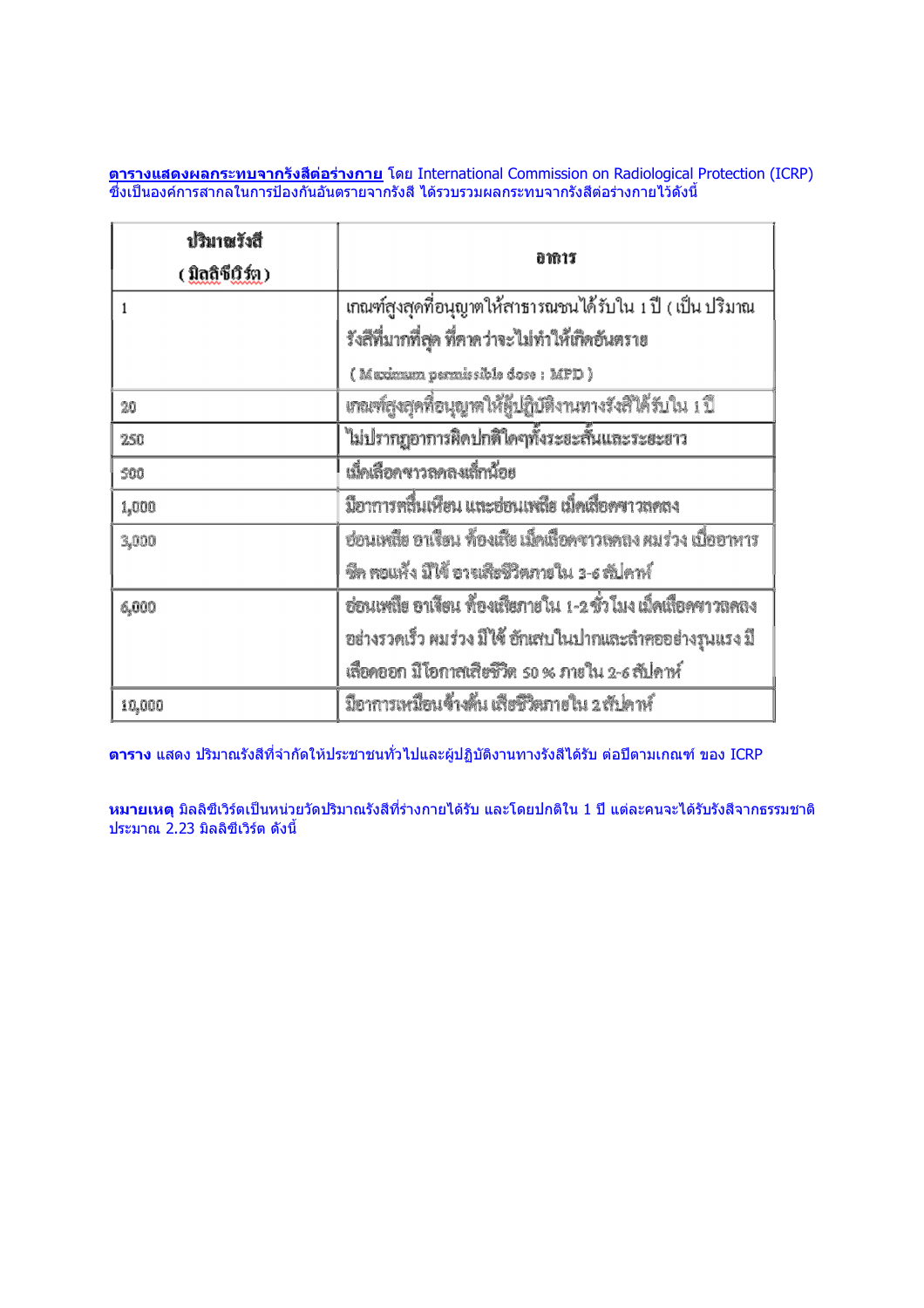**ตารางแสดงผลกระทบจากรังสีต่อร่างกาย** โดย International Commission on Radiological Protection (ICRP) ซึ่งเป็นองค์การสากลในการป้องกันอันตรายจากรังสี ได้รวบรวมผลกระทบจากรังสีต่อร่างกายไว้ดังนี้

| ปริมาณรังสี (มิลลิซีเวิร์ต) | อาการ |
|---|---|
| 1 | เกณฑ์สูงสุดที่อนุญาตให้สาธารณชนได้รับใน 1 ปี ( เป็น ปริมาณรังสีที่มากที่สุด ที่คาดว่าจะไม่ทำให้เกิดอันตราย ( Maximum permissible dose : MPD ) |
| 20 | เกณฑ์สูงสุดที่อนุญาตให้ผู้ปฏิบัติงานทางรังสีได้รับใน 1 ปี |
| 250 | ไม่ปรากฏอาการผิดปกติใดๆทั้งระยะสั้นและระยะยาว |
| 500 | เม็ดเลือดขาวลดลงเล็กน้อย |
| 1,000 | มีอาการคลื่นเหียน และอ่อนเพลีย เม็ดเลือดขาวลดลง |
| 3,000 | อ่อนเพลีย อาเจียน ท้องเสีย เม็ดเลือดขาวลดลง ผมร่วง เบื่ออาหาร ซีด คอแห้ง มีไข้ อาจเสียชีวิตภายใน 3-6 สัปดาห์ |
| 6,000 | อ่อนเพลีย อาเจียน ท้องเสียภายใน 1-2 ชั่วโมง เม็ดเลือดขาวลดลงอย่างรวดเร็ว ผมร่วง มีไข้ อักเสบในปากและลำคออย่างรุนแรง มีเลือดออก มีโอกาสเสียชีวิต 50 % ภายใน 2-6 สัปดาห์ |
| 10,000 | มีอาการเหมือนข้างต้น เสียชีวิตภายใน 2 สัปดาห์ |

**ตาราง** แสดง ปริมาณรังสีที่จำกัดให้ประชาชนทั่วไปและผู้ปฏิบัติงานทางรังสีได้รับ ต่อปีตามเกณฑ์ ของ ICRP

**หมายเหตุ** มิลลิซีเวิร์ตเป็นหน่วยวัดปริมาณรังสีที่ร่างกายได้รับ และโดยปกติใน 1 ปี แต่ละคนจะได้รับรังสีจากธรรมชาติ ประมาณ 2.23 มิลลิซีเวิร์ต ดังนี้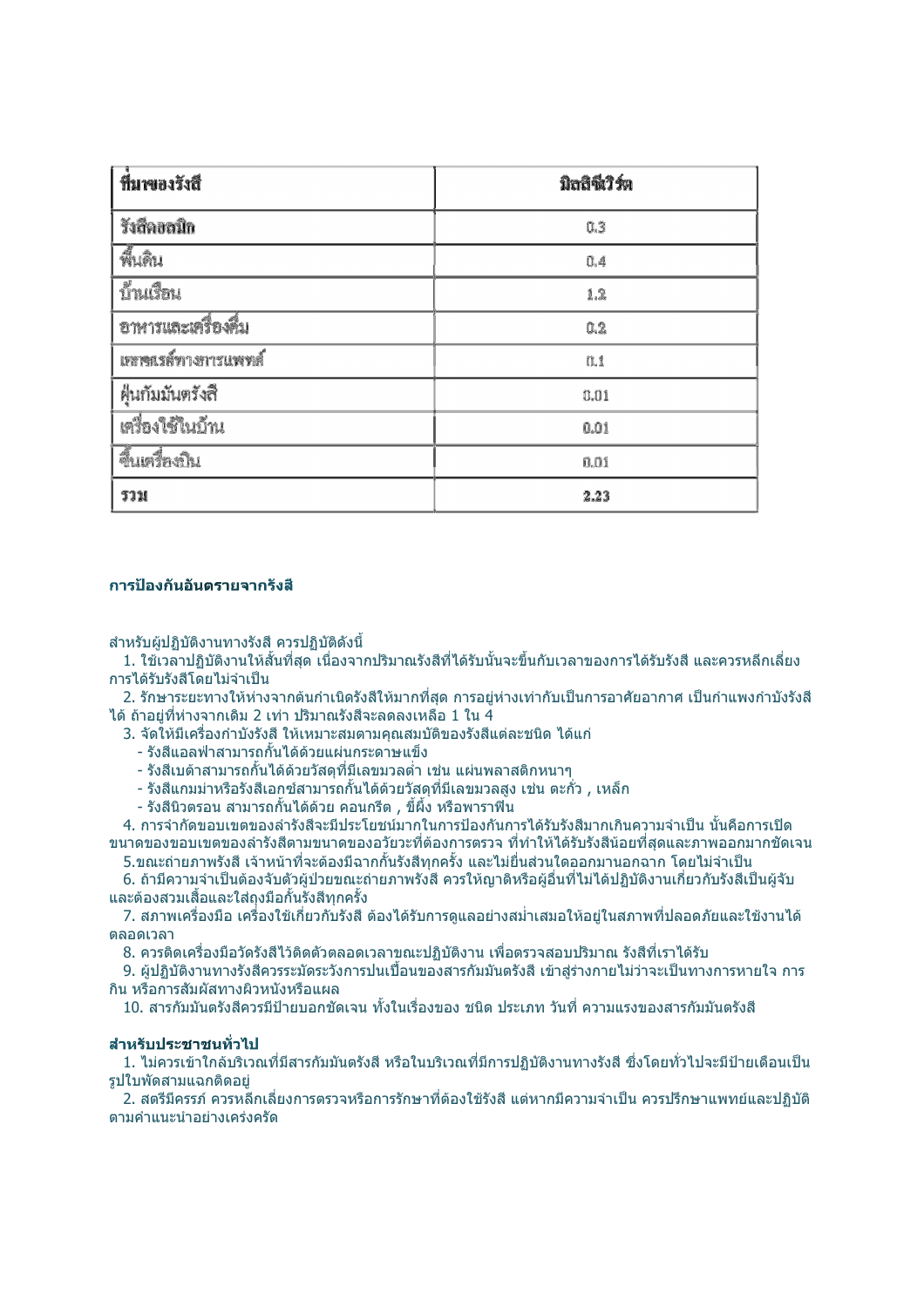| ที่มาของรังสี | มิลลิซีเวิร์ต |
| --- | --- |
| รังสีคอสมิก | 0.3 |
| พื้นดิน | 0.4 |
| บ้านเรือน | 1.2 |
| อาหารและเครื่องดื่ม | 0.2 |
| เภสัชภัณฑ์ทางการแพทย์ | 0.1 |
| ฝุ่นกัมมันตรังสี | 0.01 |
| เครื่องใช้ในบ้าน | 0.01 |
| อื่นเครื่องบิน | 0.01 |
| รวม | 2.23 |

**การป้องกันอันตรายจากรังสี**

สำหรับผู้ปฏิบัติงานทางรังสี ควรปฏิบัติดังนี้

1. ใช้เวลาปฏิบัติงานให้สั้นที่สุด เนื่องจากปริมาณรังสีที่ได้รับนั้นจะขึ้นกับเวลาของการได้รับรังสี และควรหลีกเลี่ยงการได้รับรังสีโดยไม่จำเป็น
2. รักษาระยะทางให้ห่างจากต้นกำเนิดรังสีให้มากที่สุด การอยู่ห่างเท่ากับเป็นการอาศัยอากาศ เป็นกำแพงกำบังรังสีได้ ถ้าอยู่ที่ห่างจากเดิม 2 เท่า ปริมาณรังสีจะลดลงเหลือ 1 ใน 4
3. จัดให้มีเครื่องกำบังรังสี ให้เหมาะสมตามคุณสมบัติของรังสีแต่ละชนิด ได้แก่
   - รังสีแอลฟาสามารถกั้นได้ด้วยแผ่นกระดาษแข็ง
   - รังสีเบต้าสามารถกั้นได้ด้วยวัสดุที่มีเลขมวลต่ำ เช่น แผ่นพลาสติกหนาๆ
   - รังสีแกมม่าหรือรังสีเอกซ์สามารถกั้นได้ด้วยวัสดุที่มีเลขมวลสูง เช่น ตะกั่ว , เหล็ก
   - รังสีนิวตรอน สามารถกั้นได้ด้วย คอนกรีต , ขี้ผึ้ง หรือพาราฟิน
4. การจำกัดขอบเขตของลำรังสีจะมีประโยชน์มากในการป้องกันการได้รับรังสีมากเกินความจำเป็น นั่นคือการเปิดขนาดของขอบเขตของลำรังสีตามขนาดของอวัยวะที่ต้องการตรวจ ที่ทำให้ได้รับรังสีน้อยที่สุดและภาพออกมากชัดเจน
5. ขณะถ่ายภาพรังสี เจ้าหน้าที่จะต้องมีฉากกั้นรังสีทุกครั้ง และไม่ยื่นส่วนใดออกมานอกฉาก โดยไม่จำเป็น
6. ถ้ามีความจำเป็นต้องจับตัวผู้ป่วยขณะถ่ายภาพรังสี ควรให้ญาติหรือผู้อื่นที่ไม่ได้ปฏิบัติงานเกี่ยวกับรังสีเป็นผู้จับ และต้องสวมเสื้อและใส่ถุงมือกั้นรังสีทุกครั้ง
7. สภาพเครื่องมือ เครื่องใช้เกี่ยวกับรังสี ต้องได้รับการดูแลอย่างสม่ำเสมอให้อยู่ในสภาพที่ปลอดภัยและใช้งานได้ตลอดเวลา
8. ควรติดเครื่องมือวัดรังสีไว้ติดตัวตลอดเวลาขณะปฏิบัติงาน เพื่อตรวจสอบปริมาณ รังสีที่เราได้รับ
9. ผู้ปฏิบัติงานทางรังสีควรระมัดระวังการปนเปื้อนของสารกัมมันตรังสี เข้าสู่ร่างกายไม่ว่าจะเป็นทางการหายใจ การกิน หรือการสัมผัสทางผิวหนังหรือแผล
10. สารกัมมันตรังสีควรมีป้ายบอกชัดเจน ทั้งในเรื่องของ ชนิด ประเภท วันที่ ความแรงของสารกัมมันตรังสี

**สำหรับประชาชนทั่วไป**

1. ไม่ควรเข้าใกล้บริเวณที่มีสารกัมมันตรังสี หรือในบริเวณที่มีการปฏิบัติงานทางรังสี ซึ่งโดยทั่วไปจะมีป้ายเตือนเป็นรูปใบพัดสามแฉกติดอยู่
2. สตรีมีครรภ์ ควรหลีกเลี่ยงการตรวจหรือการรักษาที่ต้องใช้รังสี แต่หากมีความจำเป็น ควรปรึกษาแพทย์และปฏิบัติตามคำแนะนำอย่างเคร่งครัด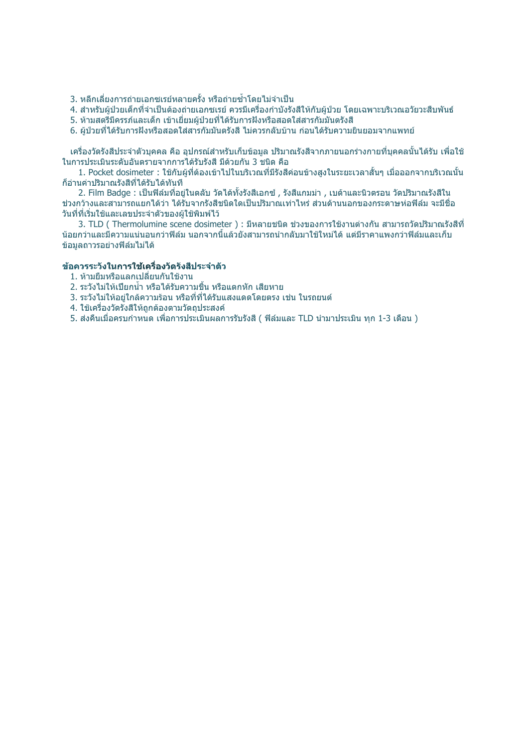3. หลีกเลี่ยงการถ่ายเอกซเรย์หลายครั้ง หรือถ่ายซ้ำโดยไม่จำเป็น
4. สำหรับผู้ป่วยเด็กที่จำเป็นต้องถ่ายเอกซเรย์ ควรมีเครื่องกำบังรังสีให้กับผู้ป่วย โดยเฉพาะบริเวณอวัยวะสืบพันธ์
5. ห้ามสตรีมีครรภ์และเด็ก เข้าเยี่ยมผู้ป่วยที่ได้รับการฝังหรือสอดใส่สารกัมมันตรังสี
6. ผู้ป่วยที่ได้รับการฝังหรือสอดใส่สารกัมมันตรังสี ไม่ควรกลับบ้าน ก่อนได้รับความยินยอมจากแพทย์

เครื่องวัดรังสีประจำตัวบุคคล คือ อุปกรณ์สำหรับเก็บข้อมูล ปริมาณรังสีจากภายนอกร่างกายที่บุคคลนั้นได้รับ เพื่อใช้ในการประเมินระดับอันตรายจากการได้รับรังสี มีด้วยกัน 3 ชนิด คือ

1. Pocket dosimeter : ใช้กับผู้ที่ต้องเข้าไปในบริเวณที่มีรังสีค่อนข้างสูงในระยะเวลาสั้นๆ เมื่อออกจากบริเวณนั้นก็อ่านค่าปริมาณรังสีที่ได้รับได้ทันที

2. Film Badge : เป็นฟิล์มที่อยู่ในตลับ วัดได้ทั้งรังสีเอกซ์ , รังสีแกมม่า , เบต้าและนิวตรอน วัดปริมาณรังสีในช่วงกว้างและสามารถแยกได้ว่า ได้รับจากรังสีชนิดใดเป็นปริมาณเท่าไหร่ ส่วนด้านนอกของกระดาษห่อฟิล์ม จะมีชื่อวันที่ที่เริ่มใช้และเลขประจำตัวของผู้ใช้พิมพ์ไว้

3. TLD ( Thermolumine scene dosimeter ) : มีหลายชนิด ช่วงของการใช้งานต่างกัน สามารถวัดปริมาณรังสีที่น้อยกว่าและมีความแน่นอนกว่าฟิล์ม นอกจากนี้แล้วยังสามารถนำกลับมาใช้ใหม่ได้ แต่มีราคาแพงกว่าฟิล์มและเก็บข้อมูลถาวรอย่างฟิล์มไม่ได้

**ข้อควรระวังในการใช้เครื่องวัดรังสีประจำตัว**

1. ห้ามยืมหรือแลกเปลี่ยนกันใช้งาน
2. ระวังไม่ให้เปียกน้ำ หรือได้รับความชื้น หรือแตกหัก เสียหาย
3. ระวังไม่ให้อยู่ใกล้ความร้อน หรือที่ที่ได้รับแสงแดดโดยตรง เช่น ในรถยนต์
4. ใช้เครื่องวัดรังสีให้ถูกต้องตามวัตถุประสงค์
5. ส่งคืนเมื่อครบกำหนด เพื่อการประเมินผลการรับรังสี ( ฟิล์มและ TLD นำมาประเมิน ทุก 1-3 เดือน )